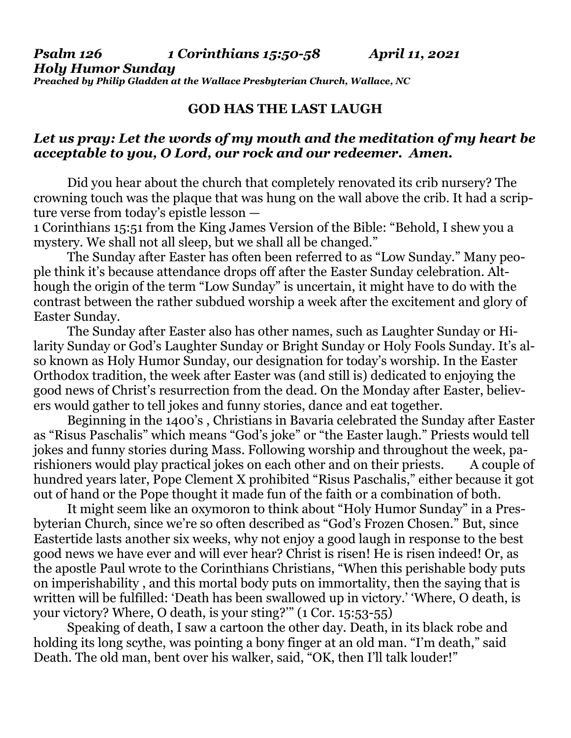*Psalm 126 1 Corinthians 15:50-58 April 11, 2021*
***Holy Humor Sunday***
***Preached by Philip Gladden at the Wallace Presbyterian Church, Wallace, NC***

## GOD HAS THE LAST LAUGH

***Let us pray: Let the words of my mouth and the meditation of my heart be acceptable to you, O Lord, our rock and our redeemer. Amen.***

Did you hear about the church that completely renovated its crib nursery? The crowning touch was the plaque that was hung on the wall above the crib. It had a scripture verse from today's epistle lesson —
1 Corinthians 15:51 from the King James Version of the Bible: "Behold, I shew you a mystery. We shall not all sleep, but we shall all be changed."

The Sunday after Easter has often been referred to as "Low Sunday." Many people think it's because attendance drops off after the Easter Sunday celebration. Although the origin of the term "Low Sunday" is uncertain, it might have to do with the contrast between the rather subdued worship a week after the excitement and glory of Easter Sunday.

The Sunday after Easter also has other names, such as Laughter Sunday or Hilarity Sunday or God's Laughter Sunday or Bright Sunday or Holy Fools Sunday. It's also known as Holy Humor Sunday, our designation for today's worship. In the Easter Orthodox tradition, the week after Easter was (and still is) dedicated to enjoying the good news of Christ's resurrection from the dead. On the Monday after Easter, believers would gather to tell jokes and funny stories, dance and eat together.

Beginning in the 1400's , Christians in Bavaria celebrated the Sunday after Easter as "Risus Paschalis" which means "God's joke" or "the Easter laugh." Priests would tell jokes and funny stories during Mass. Following worship and throughout the week, parishioners would play practical jokes on each other and on their priests. A couple of hundred years later, Pope Clement X prohibited "Risus Paschalis," either because it got out of hand or the Pope thought it made fun of the faith or a combination of both.

It might seem like an oxymoron to think about "Holy Humor Sunday" in a Presbyterian Church, since we're so often described as "God's Frozen Chosen." But, since Eastertide lasts another six weeks, why not enjoy a good laugh in response to the best good news we have ever and will ever hear? Christ is risen! He is risen indeed! Or, as the apostle Paul wrote to the Corinthians Christians, "When this perishable body puts on imperishability , and this mortal body puts on immortality, then the saying that is written will be fulfilled: 'Death has been swallowed up in victory.' 'Where, O death, is your victory? Where, O death, is your sting?'" (1 Cor. 15:53-55)

Speaking of death, I saw a cartoon the other day. Death, in its black robe and holding its long scythe, was pointing a bony finger at an old man. "I'm death," said Death. The old man, bent over his walker, said, "OK, then I'll talk louder!"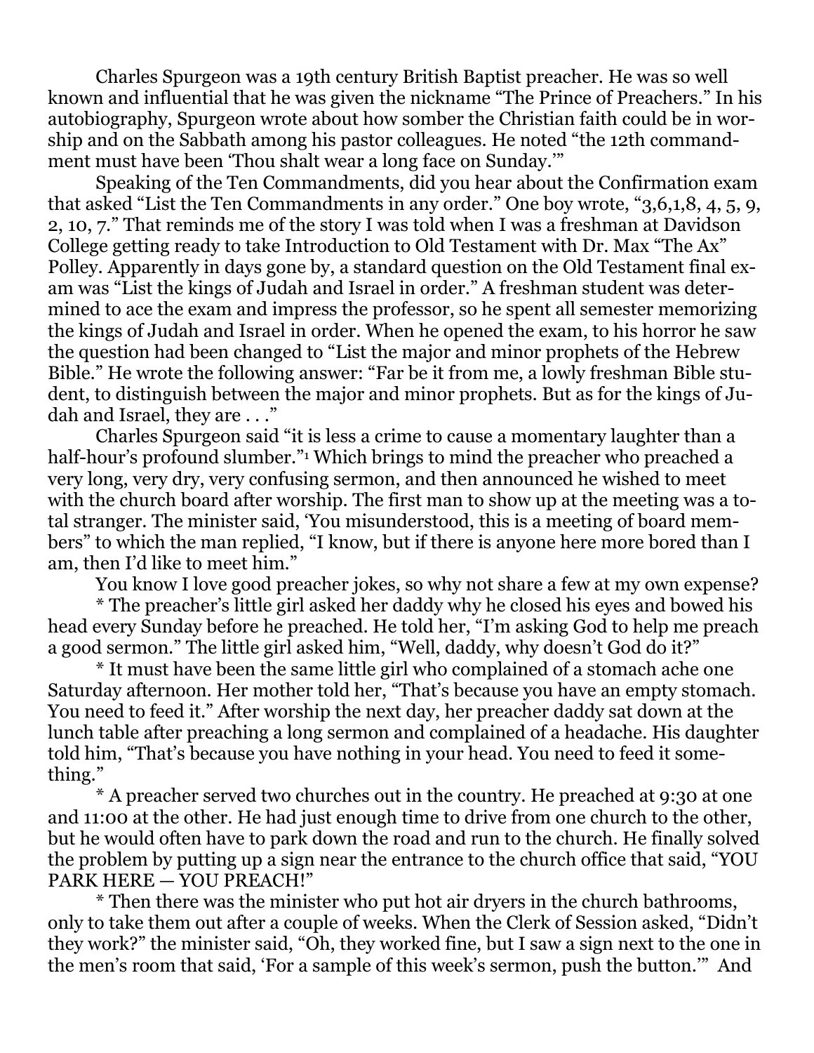Charles Spurgeon was a 19th century British Baptist preacher. He was so well known and influential that he was given the nickname "The Prince of Preachers." In his autobiography, Spurgeon wrote about how somber the Christian faith could be in worship and on the Sabbath among his pastor colleagues. He noted "the 12th commandment must have been 'Thou shalt wear a long face on Sunday.'"

Speaking of the Ten Commandments, did you hear about the Confirmation exam that asked "List the Ten Commandments in any order." One boy wrote, "3,6,1,8, 4, 5, 9, 2, 10, 7." That reminds me of the story I was told when I was a freshman at Davidson College getting ready to take Introduction to Old Testament with Dr. Max "The Ax" Polley. Apparently in days gone by, a standard question on the Old Testament final exam was "List the kings of Judah and Israel in order." A freshman student was determined to ace the exam and impress the professor, so he spent all semester memorizing the kings of Judah and Israel in order. When he opened the exam, to his horror he saw the question had been changed to "List the major and minor prophets of the Hebrew Bible." He wrote the following answer: "Far be it from me, a lowly freshman Bible student, to distinguish between the major and minor prophets. But as for the kings of Judah and Israel, they are . . ."

Charles Spurgeon said "it is less a crime to cause a momentary laughter than a half-hour's profound slumber."[1] Which brings to mind the preacher who preached a very long, very dry, very confusing sermon, and then announced he wished to meet with the church board after worship. The first man to show up at the meeting was a total stranger. The minister said, 'You misunderstood, this is a meeting of board members" to which the man replied, "I know, but if there is anyone here more bored than I am, then I'd like to meet him."

You know I love good preacher jokes, so why not share a few at my own expense?

* The preacher's little girl asked her daddy why he closed his eyes and bowed his head every Sunday before he preached. He told her, "I'm asking God to help me preach a good sermon." The little girl asked him, "Well, daddy, why doesn't God do it?"

* It must have been the same little girl who complained of a stomach ache one Saturday afternoon. Her mother told her, "That's because you have an empty stomach. You need to feed it." After worship the next day, her preacher daddy sat down at the lunch table after preaching a long sermon and complained of a headache. His daughter told him, "That's because you have nothing in your head. You need to feed it something."

* A preacher served two churches out in the country. He preached at 9:30 at one and 11:00 at the other. He had just enough time to drive from one church to the other, but he would often have to park down the road and run to the church. He finally solved the problem by putting up a sign near the entrance to the church office that said, "YOU PARK HERE — YOU PREACH!"

* Then there was the minister who put hot air dryers in the church bathrooms, only to take them out after a couple of weeks. When the Clerk of Session asked, "Didn't they work?" the minister said, "Oh, they worked fine, but I saw a sign next to the one in the men's room that said, 'For a sample of this week's sermon, push the button.'" And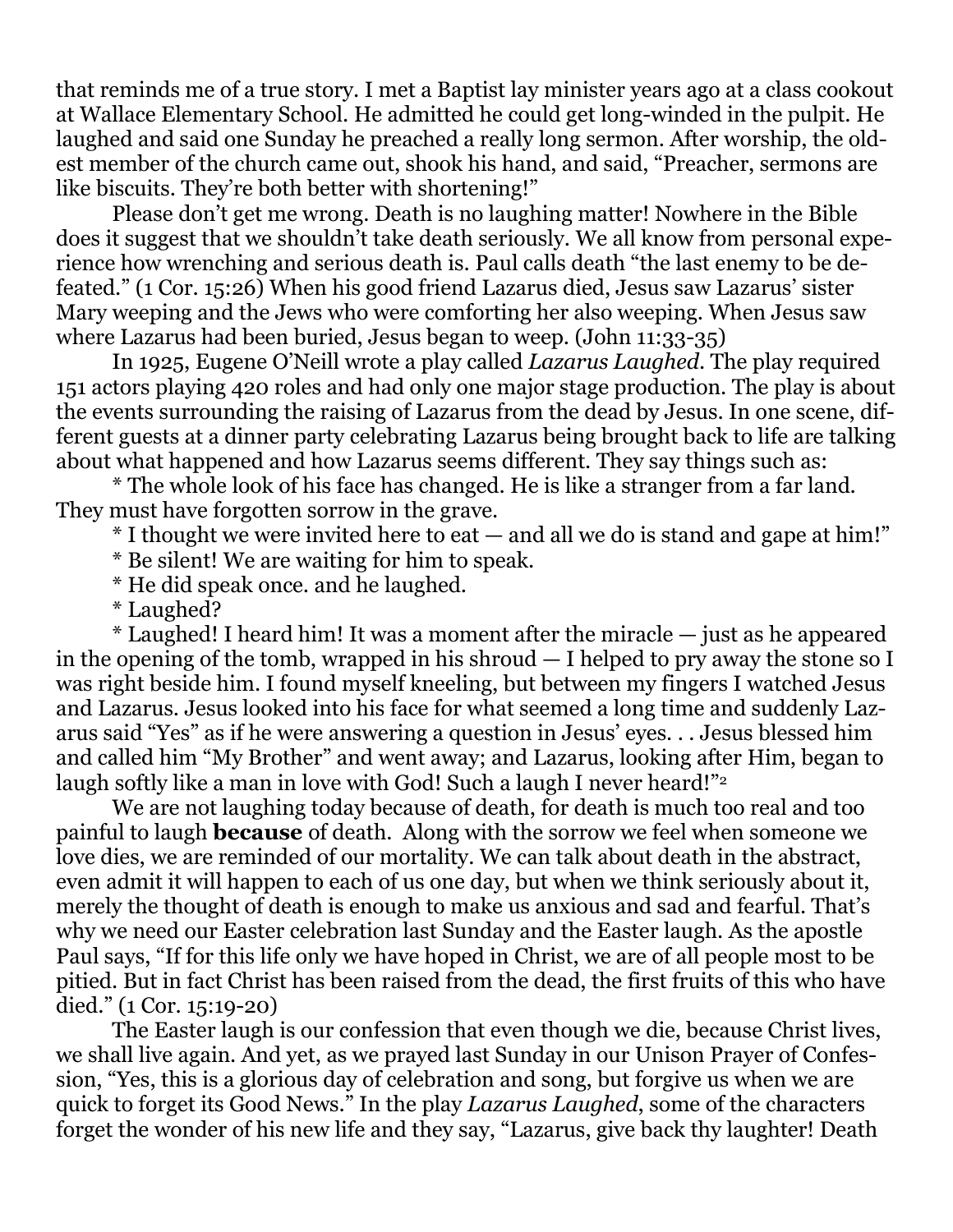that reminds me of a true story. I met a Baptist lay minister years ago at a class cookout at Wallace Elementary School. He admitted he could get long-winded in the pulpit. He laughed and said one Sunday he preached a really long sermon. After worship, the oldest member of the church came out, shook his hand, and said, "Preacher, sermons are like biscuits. They're both better with shortening!"

Please don't get me wrong. Death is no laughing matter! Nowhere in the Bible does it suggest that we shouldn't take death seriously. We all know from personal experience how wrenching and serious death is. Paul calls death "the last enemy to be defeated." (1 Cor. 15:26) When his good friend Lazarus died, Jesus saw Lazarus' sister Mary weeping and the Jews who were comforting her also weeping. When Jesus saw where Lazarus had been buried, Jesus began to weep. (John 11:33-35)

In 1925, Eugene O'Neill wrote a play called *Lazarus Laughed*. The play required 151 actors playing 420 roles and had only one major stage production. The play is about the events surrounding the raising of Lazarus from the dead by Jesus. In one scene, different guests at a dinner party celebrating Lazarus being brought back to life are talking about what happened and how Lazarus seems different. They say things such as:

* The whole look of his face has changed. He is like a stranger from a far land. They must have forgotten sorrow in the grave.

* I thought we were invited here to eat — and all we do is stand and gape at him!"

* Be silent! We are waiting for him to speak.

* He did speak once. and he laughed.

* Laughed?

* Laughed! I heard him! It was a moment after the miracle — just as he appeared in the opening of the tomb, wrapped in his shroud — I helped to pry away the stone so I was right beside him. I found myself kneeling, but between my fingers I watched Jesus and Lazarus. Jesus looked into his face for what seemed a long time and suddenly Lazarus said "Yes" as if he were answering a question in Jesus' eyes. . . Jesus blessed him and called him "My Brother" and went away; and Lazarus, looking after Him, began to laugh softly like a man in love with God! Such a laugh I never heard!"[2]

We are not laughing today because of death, for death is much too real and too painful to laugh **because** of death. Along with the sorrow we feel when someone we love dies, we are reminded of our mortality. We can talk about death in the abstract, even admit it will happen to each of us one day, but when we think seriously about it, merely the thought of death is enough to make us anxious and sad and fearful. That's why we need our Easter celebration last Sunday and the Easter laugh. As the apostle Paul says, "If for this life only we have hoped in Christ, we are of all people most to be pitied. But in fact Christ has been raised from the dead, the first fruits of this who have died." (1 Cor. 15:19-20)

The Easter laugh is our confession that even though we die, because Christ lives, we shall live again. And yet, as we prayed last Sunday in our Unison Prayer of Confession, "Yes, this is a glorious day of celebration and song, but forgive us when we are quick to forget its Good News." In the play *Lazarus Laughed*, some of the characters forget the wonder of his new life and they say, "Lazarus, give back thy laughter! Death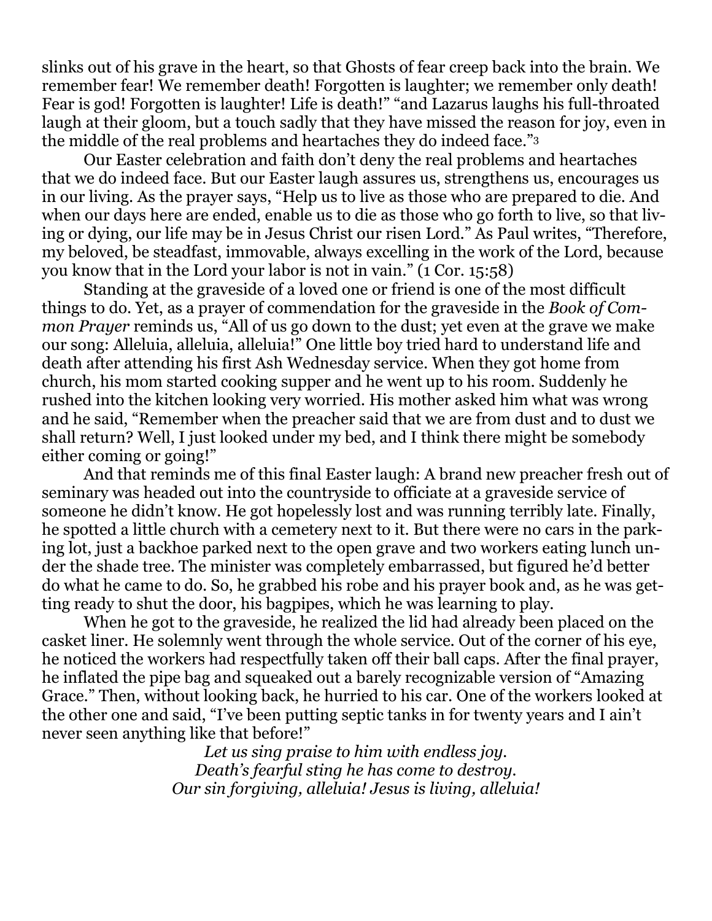slinks out of his grave in the heart, so that Ghosts of fear creep back into the brain. We remember fear! We remember death! Forgotten is laughter; we remember only death! Fear is god! Forgotten is laughter! Life is death!" "and Lazarus laughs his full-throated laugh at their gloom, but a touch sadly that they have missed the reason for joy, even in the middle of the real problems and heartaches they do indeed face."[3]

Our Easter celebration and faith don't deny the real problems and heartaches that we do indeed face. But our Easter laugh assures us, strengthens us, encourages us in our living. As the prayer says, "Help us to live as those who are prepared to die. And when our days here are ended, enable us to die as those who go forth to live, so that living or dying, our life may be in Jesus Christ our risen Lord." As Paul writes, "Therefore, my beloved, be steadfast, immovable, always excelling in the work of the Lord, because you know that in the Lord your labor is not in vain." (1 Cor. 15:58)

Standing at the graveside of a loved one or friend is one of the most difficult things to do. Yet, as a prayer of commendation for the graveside in the *Book of Common Prayer* reminds us, "All of us go down to the dust; yet even at the grave we make our song: Alleluia, alleluia, alleluia!" One little boy tried hard to understand life and death after attending his first Ash Wednesday service. When they got home from church, his mom started cooking supper and he went up to his room. Suddenly he rushed into the kitchen looking very worried. His mother asked him what was wrong and he said, "Remember when the preacher said that we are from dust and to dust we shall return? Well, I just looked under my bed, and I think there might be somebody either coming or going!"

And that reminds me of this final Easter laugh: A brand new preacher fresh out of seminary was headed out into the countryside to officiate at a graveside service of someone he didn't know. He got hopelessly lost and was running terribly late. Finally, he spotted a little church with a cemetery next to it. But there were no cars in the parking lot, just a backhoe parked next to the open grave and two workers eating lunch under the shade tree. The minister was completely embarrassed, but figured he'd better do what he came to do. So, he grabbed his robe and his prayer book and, as he was getting ready to shut the door, his bagpipes, which he was learning to play.

When he got to the graveside, he realized the lid had already been placed on the casket liner. He solemnly went through the whole service. Out of the corner of his eye, he noticed the workers had respectfully taken off their ball caps. After the final prayer, he inflated the pipe bag and squeaked out a barely recognizable version of "Amazing Grace." Then, without looking back, he hurried to his car. One of the workers looked at the other one and said, "I've been putting septic tanks in for twenty years and I ain't never seen anything like that before!"

*Let us sing praise to him with endless joy.*
*Death's fearful sting he has come to destroy.*
*Our sin forgiving, alleluia! Jesus is living, alleluia!*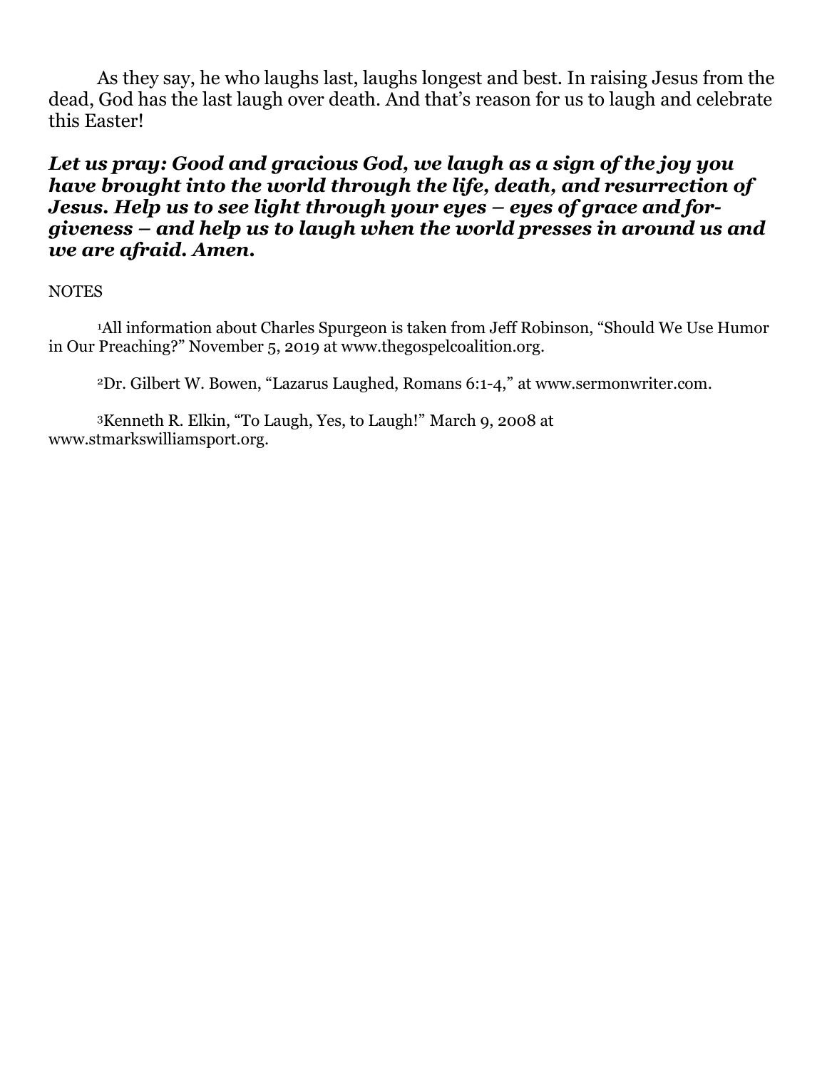As they say, he who laughs last, laughs longest and best. In raising Jesus from the dead, God has the last laugh over death. And that's reason for us to laugh and celebrate this Easter!

***Let us pray: Good and gracious God, we laugh as a sign of the joy you have brought into the world through the life, death, and resurrection of Jesus. Help us to see light through your eyes – eyes of grace and forgiveness – and help us to laugh when the world presses in around us and we are afraid. Amen.***

NOTES

[1]All information about Charles Spurgeon is taken from Jeff Robinson, "Should We Use Humor in Our Preaching?" November 5, 2019 at www.thegospelcoalition.org.

[2]Dr. Gilbert W. Bowen, "Lazarus Laughed, Romans 6:1-4," at www.sermonwriter.com.

[3]Kenneth R. Elkin, "To Laugh, Yes, to Laugh!" March 9, 2008 at www.stmarkswilliamsport.org.